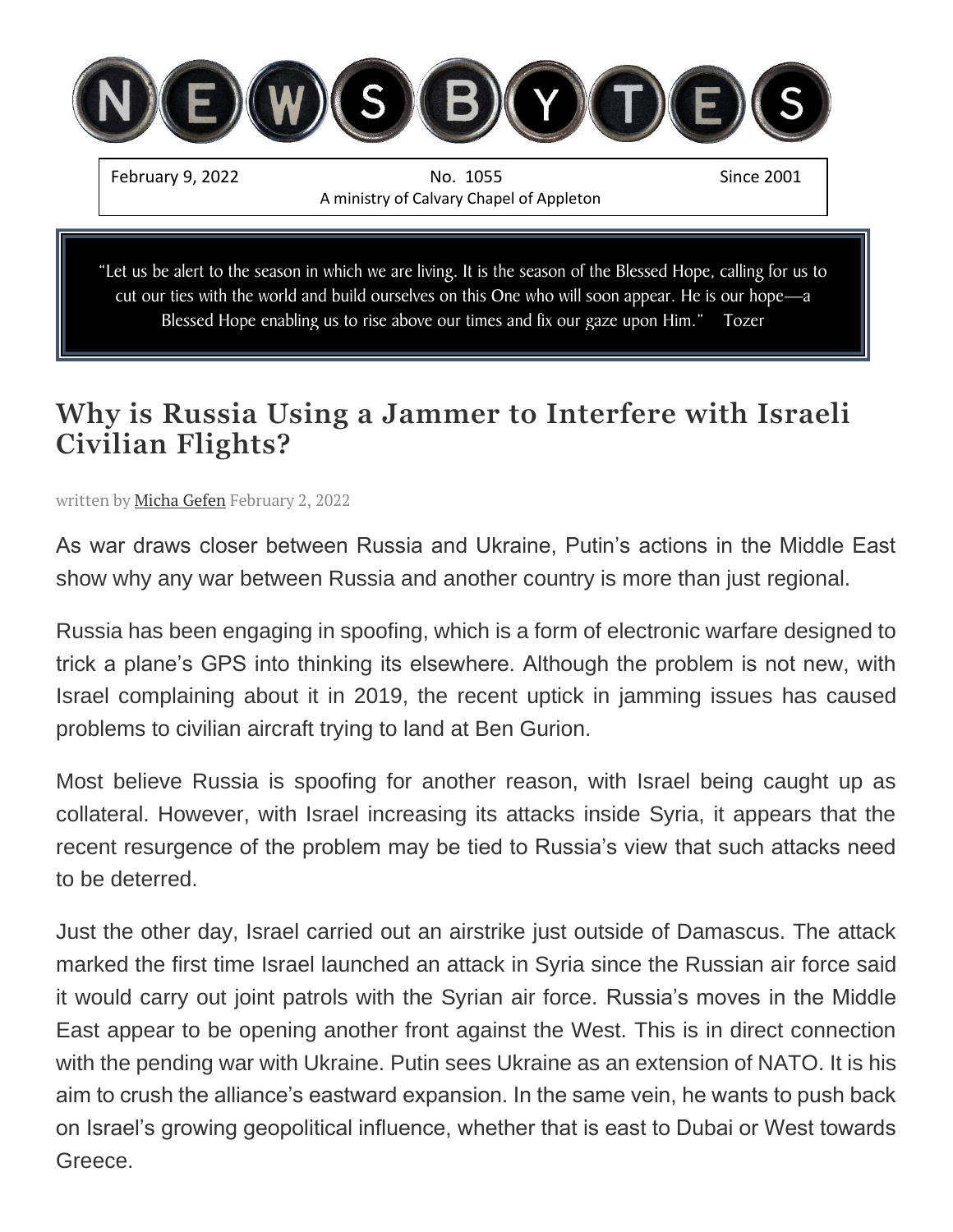# NEWSBYTES

February 9, 2022 | No. 1055 | Since 2001

A ministry of Calvary Chapel of Appleton

> "Let us be alert to the season in which we are living. It is the season of the Blessed Hope, calling for us to cut our ties with the world and build ourselves on this One who will soon appear. He is our hope—a Blessed Hope enabling us to rise above our times and fix our gaze upon Him." Tozer

## Why is Russia Using a Jammer to Interfere with Israeli Civilian Flights?

written by Micha Gefen February 2, 2022

As war draws closer between Russia and Ukraine, Putin's actions in the Middle East show why any war between Russia and another country is more than just regional.

Russia has been engaging in spoofing, which is a form of electronic warfare designed to trick a plane's GPS into thinking its elsewhere. Although the problem is not new, with Israel complaining about it in 2019, the recent uptick in jamming issues has caused problems to civilian aircraft trying to land at Ben Gurion.

Most believe Russia is spoofing for another reason, with Israel being caught up as collateral. However, with Israel increasing its attacks inside Syria, it appears that the recent resurgence of the problem may be tied to Russia's view that such attacks need to be deterred.

Just the other day, Israel carried out an airstrike just outside of Damascus. The attack marked the first time Israel launched an attack in Syria since the Russian air force said it would carry out joint patrols with the Syrian air force. Russia's moves in the Middle East appear to be opening another front against the West. This is in direct connection with the pending war with Ukraine. Putin sees Ukraine as an extension of NATO. It is his aim to crush the alliance's eastward expansion. In the same vein, he wants to push back on Israel's growing geopolitical influence, whether that is east to Dubai or West towards Greece.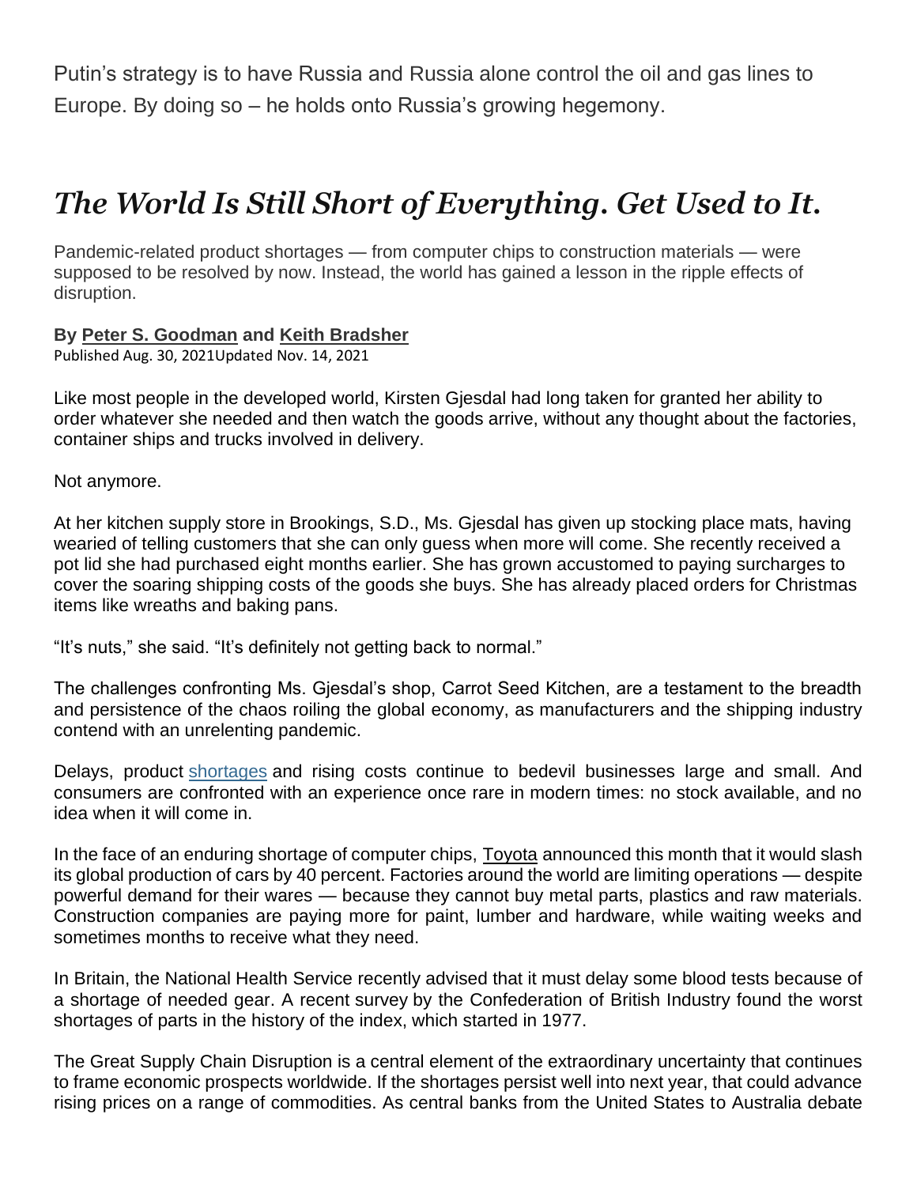Putin's strategy is to have Russia and Russia alone control the oil and gas lines to Europe. By doing so – he holds onto Russia's growing hegemony.

# *The World Is Still Short of Everything. Get Used to It.*

Pandemic-related product shortages — from computer chips to construction materials — were supposed to be resolved by now. Instead, the world has gained a lesson in the ripple effects of disruption.

**By Peter S. Goodman and Keith Bradsher**
Published Aug. 30, 2021Updated Nov. 14, 2021

Like most people in the developed world, Kirsten Gjesdal had long taken for granted her ability to order whatever she needed and then watch the goods arrive, without any thought about the factories, container ships and trucks involved in delivery.

Not anymore.

At her kitchen supply store in Brookings, S.D., Ms. Gjesdal has given up stocking place mats, having wearied of telling customers that she can only guess when more will come. She recently received a pot lid she had purchased eight months earlier. She has grown accustomed to paying surcharges to cover the soaring shipping costs of the goods she buys. She has already placed orders for Christmas items like wreaths and baking pans.

"It's nuts," she said. "It's definitely not getting back to normal."

The challenges confronting Ms. Gjesdal's shop, Carrot Seed Kitchen, are a testament to the breadth and persistence of the chaos roiling the global economy, as manufacturers and the shipping industry contend with an unrelenting pandemic.

Delays, product shortages and rising costs continue to bedevil businesses large and small. And consumers are confronted with an experience once rare in modern times: no stock available, and no idea when it will come in.

In the face of an enduring shortage of computer chips, Toyota announced this month that it would slash its global production of cars by 40 percent. Factories around the world are limiting operations — despite powerful demand for their wares — because they cannot buy metal parts, plastics and raw materials. Construction companies are paying more for paint, lumber and hardware, while waiting weeks and sometimes months to receive what they need.

In Britain, the National Health Service recently advised that it must delay some blood tests because of a shortage of needed gear. A recent survey by the Confederation of British Industry found the worst shortages of parts in the history of the index, which started in 1977.

The Great Supply Chain Disruption is a central element of the extraordinary uncertainty that continues to frame economic prospects worldwide. If the shortages persist well into next year, that could advance rising prices on a range of commodities. As central banks from the United States to Australia debate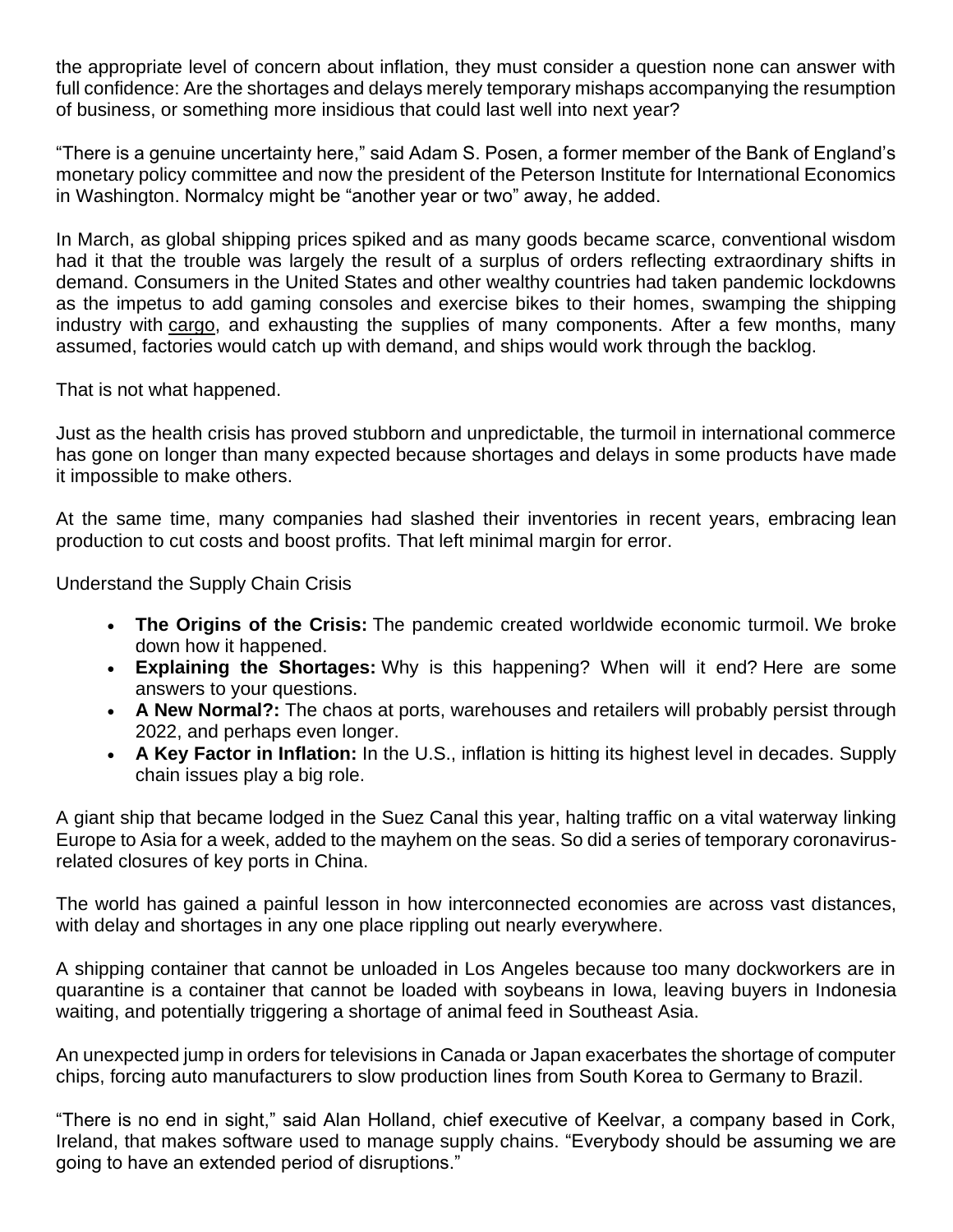the appropriate level of concern about inflation, they must consider a question none can answer with full confidence: Are the shortages and delays merely temporary mishaps accompanying the resumption of business, or something more insidious that could last well into next year?

"There is a genuine uncertainty here," said Adam S. Posen, a former member of the Bank of England's monetary policy committee and now the president of the Peterson Institute for International Economics in Washington. Normalcy might be "another year or two" away, he added.

In March, as global shipping prices spiked and as many goods became scarce, conventional wisdom had it that the trouble was largely the result of a surplus of orders reflecting extraordinary shifts in demand. Consumers in the United States and other wealthy countries had taken pandemic lockdowns as the impetus to add gaming consoles and exercise bikes to their homes, swamping the shipping industry with cargo, and exhausting the supplies of many components. After a few months, many assumed, factories would catch up with demand, and ships would work through the backlog.

That is not what happened.

Just as the health crisis has proved stubborn and unpredictable, the turmoil in international commerce has gone on longer than many expected because shortages and delays in some products have made it impossible to make others.

At the same time, many companies had slashed their inventories in recent years, embracing lean production to cut costs and boost profits. That left minimal margin for error.

Understand the Supply Chain Crisis

- **The Origins of the Crisis:** The pandemic created worldwide economic turmoil. We broke down how it happened.
- **Explaining the Shortages:** Why is this happening? When will it end? Here are some answers to your questions.
- **A New Normal?:** The chaos at ports, warehouses and retailers will probably persist through 2022, and perhaps even longer.
- **A Key Factor in Inflation:** In the U.S., inflation is hitting its highest level in decades. Supply chain issues play a big role.

A giant ship that became lodged in the Suez Canal this year, halting traffic on a vital waterway linking Europe to Asia for a week, added to the mayhem on the seas. So did a series of temporary coronavirus-related closures of key ports in China.

The world has gained a painful lesson in how interconnected economies are across vast distances, with delay and shortages in any one place rippling out nearly everywhere.

A shipping container that cannot be unloaded in Los Angeles because too many dockworkers are in quarantine is a container that cannot be loaded with soybeans in Iowa, leaving buyers in Indonesia waiting, and potentially triggering a shortage of animal feed in Southeast Asia.

An unexpected jump in orders for televisions in Canada or Japan exacerbates the shortage of computer chips, forcing auto manufacturers to slow production lines from South Korea to Germany to Brazil.

"There is no end in sight," said Alan Holland, chief executive of Keelvar, a company based in Cork, Ireland, that makes software used to manage supply chains. "Everybody should be assuming we are going to have an extended period of disruptions."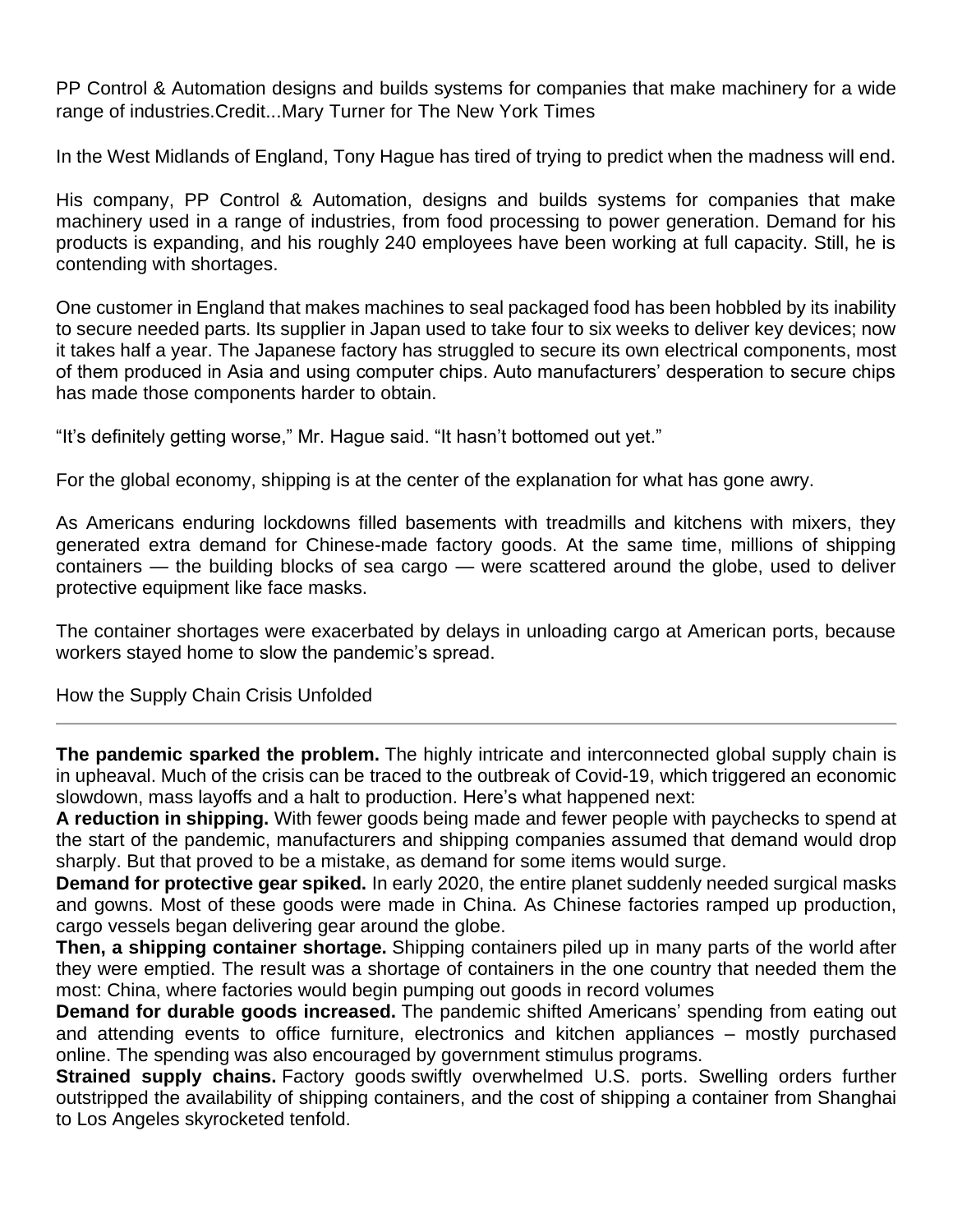PP Control & Automation designs and builds systems for companies that make machinery for a wide range of industries.Credit...Mary Turner for The New York Times

In the West Midlands of England, Tony Hague has tired of trying to predict when the madness will end.

His company, PP Control & Automation, designs and builds systems for companies that make machinery used in a range of industries, from food processing to power generation. Demand for his products is expanding, and his roughly 240 employees have been working at full capacity. Still, he is contending with shortages.

One customer in England that makes machines to seal packaged food has been hobbled by its inability to secure needed parts. Its supplier in Japan used to take four to six weeks to deliver key devices; now it takes half a year. The Japanese factory has struggled to secure its own electrical components, most of them produced in Asia and using computer chips. Auto manufacturers' desperation to secure chips has made those components harder to obtain.

"It's definitely getting worse," Mr. Hague said. "It hasn't bottomed out yet."

For the global economy, shipping is at the center of the explanation for what has gone awry.

As Americans enduring lockdowns filled basements with treadmills and kitchens with mixers, they generated extra demand for Chinese-made factory goods. At the same time, millions of shipping containers — the building blocks of sea cargo — were scattered around the globe, used to deliver protective equipment like face masks.

The container shortages were exacerbated by delays in unloading cargo at American ports, because workers stayed home to slow the pandemic's spread.

How the Supply Chain Crisis Unfolded

---

**The pandemic sparked the problem.** The highly intricate and interconnected global supply chain is in upheaval. Much of the crisis can be traced to the outbreak of Covid-19, which triggered an economic slowdown, mass layoffs and a halt to production. Here's what happened next:

**A reduction in shipping.** With fewer goods being made and fewer people with paychecks to spend at the start of the pandemic, manufacturers and shipping companies assumed that demand would drop sharply. But that proved to be a mistake, as demand for some items would surge.

**Demand for protective gear spiked.** In early 2020, the entire planet suddenly needed surgical masks and gowns. Most of these goods were made in China. As Chinese factories ramped up production, cargo vessels began delivering gear around the globe.

**Then, a shipping container shortage.** Shipping containers piled up in many parts of the world after they were emptied. The result was a shortage of containers in the one country that needed them the most: China, where factories would begin pumping out goods in record volumes

**Demand for durable goods increased.** The pandemic shifted Americans' spending from eating out and attending events to office furniture, electronics and kitchen appliances – mostly purchased online. The spending was also encouraged by government stimulus programs.

**Strained supply chains.** Factory goods swiftly overwhelmed U.S. ports. Swelling orders further outstripped the availability of shipping containers, and the cost of shipping a container from Shanghai to Los Angeles skyrocketed tenfold.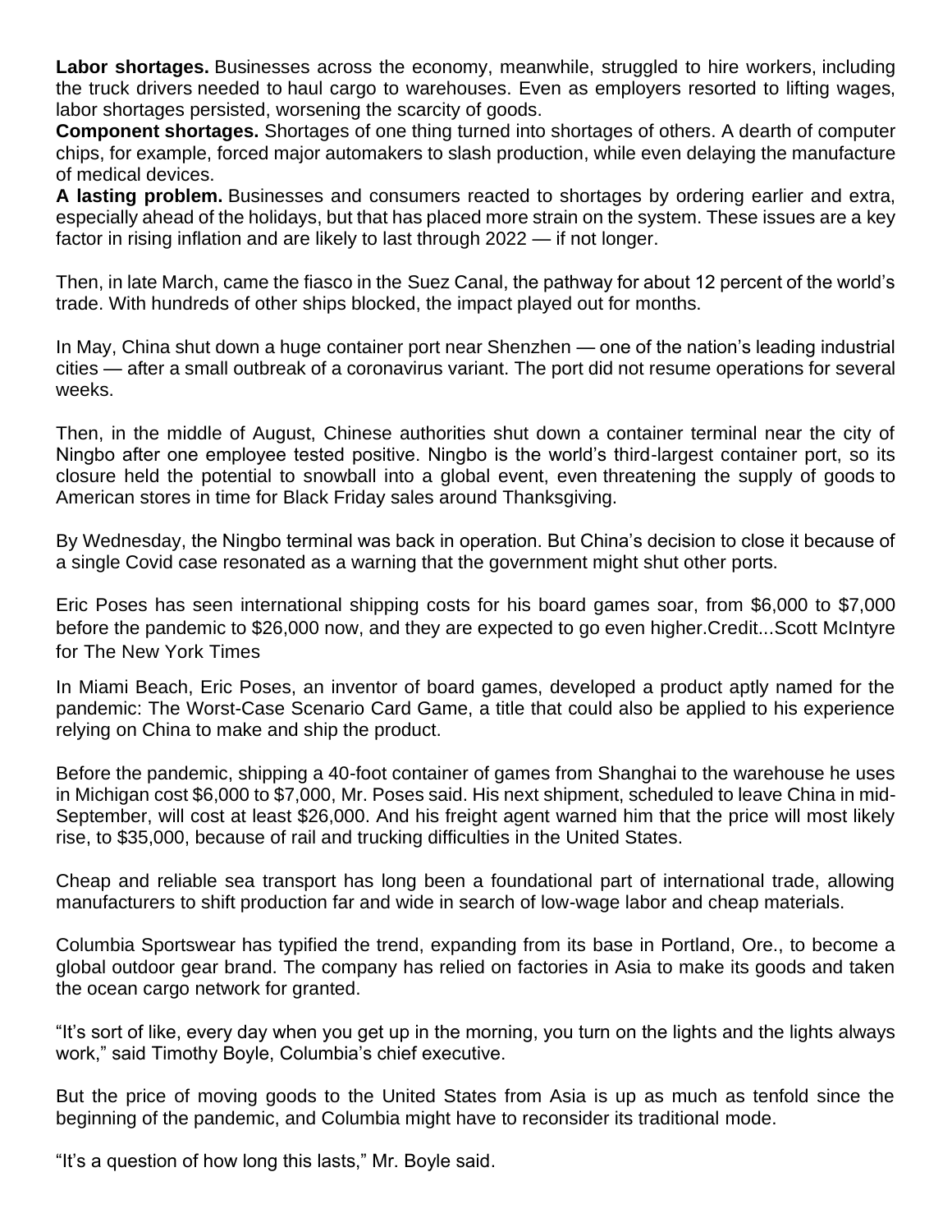**Labor shortages.** Businesses across the economy, meanwhile, struggled to hire workers, including the truck drivers needed to haul cargo to warehouses. Even as employers resorted to lifting wages, labor shortages persisted, worsening the scarcity of goods.

**Component shortages.** Shortages of one thing turned into shortages of others. A dearth of computer chips, for example, forced major automakers to slash production, while even delaying the manufacture of medical devices.

**A lasting problem.** Businesses and consumers reacted to shortages by ordering earlier and extra, especially ahead of the holidays, but that has placed more strain on the system. These issues are a key factor in rising inflation and are likely to last through 2022 — if not longer.

Then, in late March, came the fiasco in the Suez Canal, the pathway for about 12 percent of the world's trade. With hundreds of other ships blocked, the impact played out for months.

In May, China shut down a huge container port near Shenzhen — one of the nation's leading industrial cities — after a small outbreak of a coronavirus variant. The port did not resume operations for several weeks.

Then, in the middle of August, Chinese authorities shut down a container terminal near the city of Ningbo after one employee tested positive. Ningbo is the world's third-largest container port, so its closure held the potential to snowball into a global event, even threatening the supply of goods to American stores in time for Black Friday sales around Thanksgiving.

By Wednesday, the Ningbo terminal was back in operation. But China's decision to close it because of a single Covid case resonated as a warning that the government might shut other ports.

Eric Poses has seen international shipping costs for his board games soar, from $6,000 to $7,000 before the pandemic to $26,000 now, and they are expected to go even higher.Credit...Scott McIntyre for The New York Times

In Miami Beach, Eric Poses, an inventor of board games, developed a product aptly named for the pandemic: The Worst-Case Scenario Card Game, a title that could also be applied to his experience relying on China to make and ship the product.

Before the pandemic, shipping a 40-foot container of games from Shanghai to the warehouse he uses in Michigan cost $6,000 to $7,000, Mr. Poses said. His next shipment, scheduled to leave China in mid-September, will cost at least $26,000. And his freight agent warned him that the price will most likely rise, to $35,000, because of rail and trucking difficulties in the United States.

Cheap and reliable sea transport has long been a foundational part of international trade, allowing manufacturers to shift production far and wide in search of low-wage labor and cheap materials.

Columbia Sportswear has typified the trend, expanding from its base in Portland, Ore., to become a global outdoor gear brand. The company has relied on factories in Asia to make its goods and taken the ocean cargo network for granted.

"It's sort of like, every day when you get up in the morning, you turn on the lights and the lights always work," said Timothy Boyle, Columbia's chief executive.

But the price of moving goods to the United States from Asia is up as much as tenfold since the beginning of the pandemic, and Columbia might have to reconsider its traditional mode.

"It's a question of how long this lasts," Mr. Boyle said.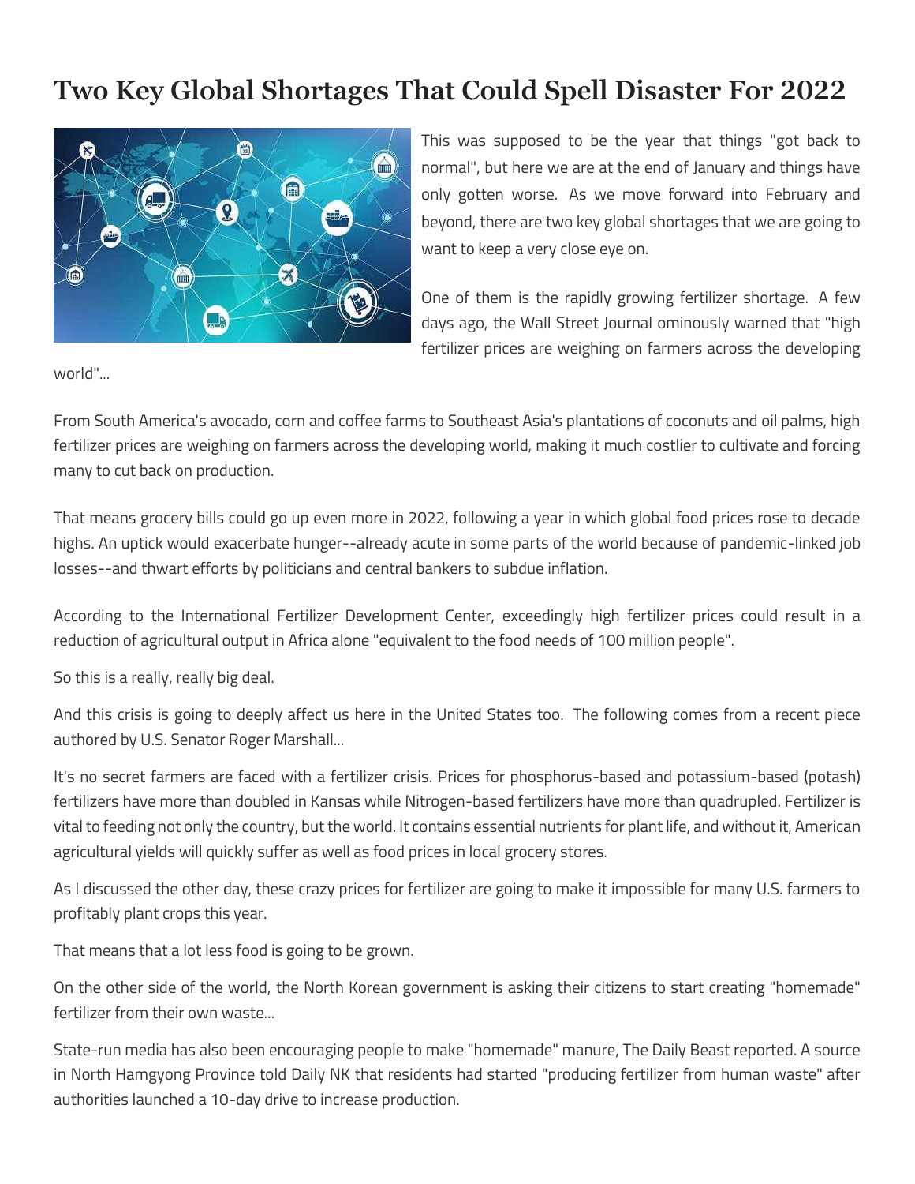# Two Key Global Shortages That Could Spell Disaster For 2022

This was supposed to be the year that things "got back to normal", but here we are at the end of January and things have only gotten worse. As we move forward into February and beyond, there are two key global shortages that we are going to want to keep a very close eye on.

One of them is the rapidly growing fertilizer shortage. A few days ago, the Wall Street Journal ominously warned that "high fertilizer prices are weighing on farmers across the developing world"...

From South America's avocado, corn and coffee farms to Southeast Asia's plantations of coconuts and oil palms, high fertilizer prices are weighing on farmers across the developing world, making it much costlier to cultivate and forcing many to cut back on production.

That means grocery bills could go up even more in 2022, following a year in which global food prices rose to decade highs. An uptick would exacerbate hunger--already acute in some parts of the world because of pandemic-linked job losses--and thwart efforts by politicians and central bankers to subdue inflation.

According to the International Fertilizer Development Center, exceedingly high fertilizer prices could result in a reduction of agricultural output in Africa alone "equivalent to the food needs of 100 million people".

So this is a really, really big deal.

And this crisis is going to deeply affect us here in the United States too. The following comes from a recent piece authored by U.S. Senator Roger Marshall...

It's no secret farmers are faced with a fertilizer crisis. Prices for phosphorus-based and potassium-based (potash) fertilizers have more than doubled in Kansas while Nitrogen-based fertilizers have more than quadrupled. Fertilizer is vital to feeding not only the country, but the world. It contains essential nutrients for plant life, and without it, American agricultural yields will quickly suffer as well as food prices in local grocery stores.

As I discussed the other day, these crazy prices for fertilizer are going to make it impossible for many U.S. farmers to profitably plant crops this year.

That means that a lot less food is going to be grown.

On the other side of the world, the North Korean government is asking their citizens to start creating "homemade" fertilizer from their own waste...

State-run media has also been encouraging people to make "homemade" manure, The Daily Beast reported. A source in North Hamgyong Province told Daily NK that residents had started "producing fertilizer from human waste" after authorities launched a 10-day drive to increase production.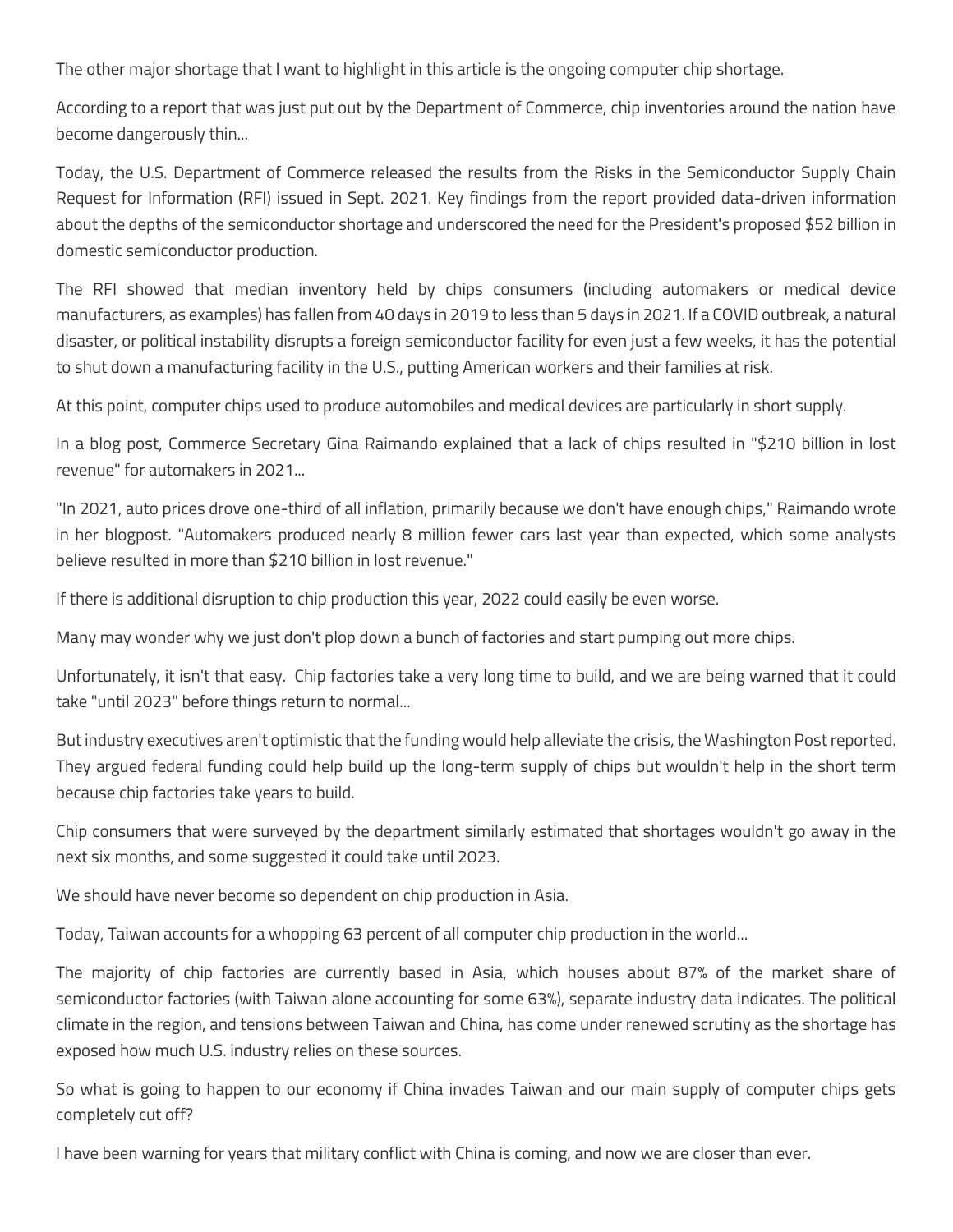The other major shortage that I want to highlight in this article is the ongoing computer chip shortage.

According to a report that was just put out by the Department of Commerce, chip inventories around the nation have become dangerously thin…

Today, the U.S. Department of Commerce released the results from the Risks in the Semiconductor Supply Chain Request for Information (RFI) issued in Sept. 2021. Key findings from the report provided data-driven information about the depths of the semiconductor shortage and underscored the need for the President's proposed $52 billion in domestic semiconductor production.

The RFI showed that median inventory held by chips consumers (including automakers or medical device manufacturers, as examples) has fallen from 40 days in 2019 to less than 5 days in 2021. If a COVID outbreak, a natural disaster, or political instability disrupts a foreign semiconductor facility for even just a few weeks, it has the potential to shut down a manufacturing facility in the U.S., putting American workers and their families at risk.

At this point, computer chips used to produce automobiles and medical devices are particularly in short supply.

In a blog post, Commerce Secretary Gina Raimando explained that a lack of chips resulted in "$210 billion in lost revenue" for automakers in 2021…

"In 2021, auto prices drove one-third of all inflation, primarily because we don't have enough chips," Raimando wrote in her blogpost. "Automakers produced nearly 8 million fewer cars last year than expected, which some analysts believe resulted in more than $210 billion in lost revenue."

If there is additional disruption to chip production this year, 2022 could easily be even worse.

Many may wonder why we just don't plop down a bunch of factories and start pumping out more chips.

Unfortunately, it isn't that easy. Chip factories take a very long time to build, and we are being warned that it could take "until 2023" before things return to normal…

But industry executives aren't optimistic that the funding would help alleviate the crisis, the Washington Post reported. They argued federal funding could help build up the long-term supply of chips but wouldn't help in the short term because chip factories take years to build.

Chip consumers that were surveyed by the department similarly estimated that shortages wouldn't go away in the next six months, and some suggested it could take until 2023.

We should have never become so dependent on chip production in Asia.

Today, Taiwan accounts for a whopping 63 percent of all computer chip production in the world…

The majority of chip factories are currently based in Asia, which houses about 87% of the market share of semiconductor factories (with Taiwan alone accounting for some 63%), separate industry data indicates. The political climate in the region, and tensions between Taiwan and China, has come under renewed scrutiny as the shortage has exposed how much U.S. industry relies on these sources.

So what is going to happen to our economy if China invades Taiwan and our main supply of computer chips gets completely cut off?

I have been warning for years that military conflict with China is coming, and now we are closer than ever.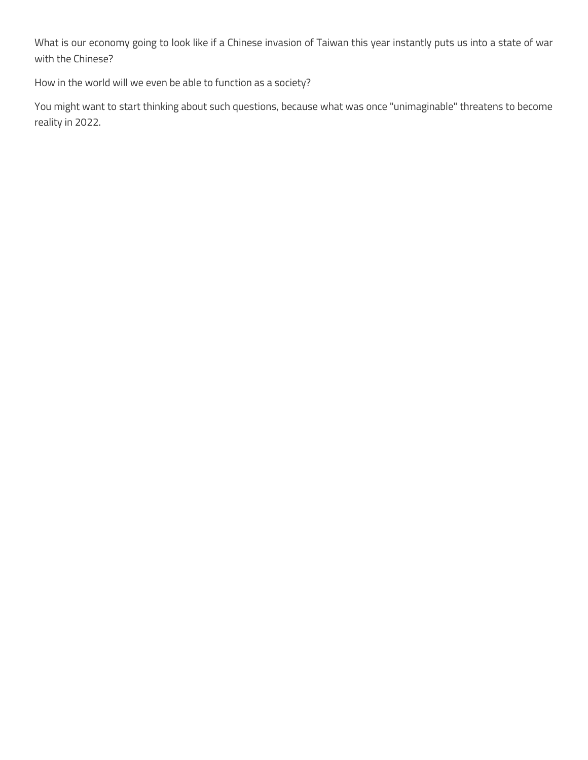What is our economy going to look like if a Chinese invasion of Taiwan this year instantly puts us into a state of war with the Chinese?

How in the world will we even be able to function as a society?

You might want to start thinking about such questions, because what was once "unimaginable" threatens to become reality in 2022.